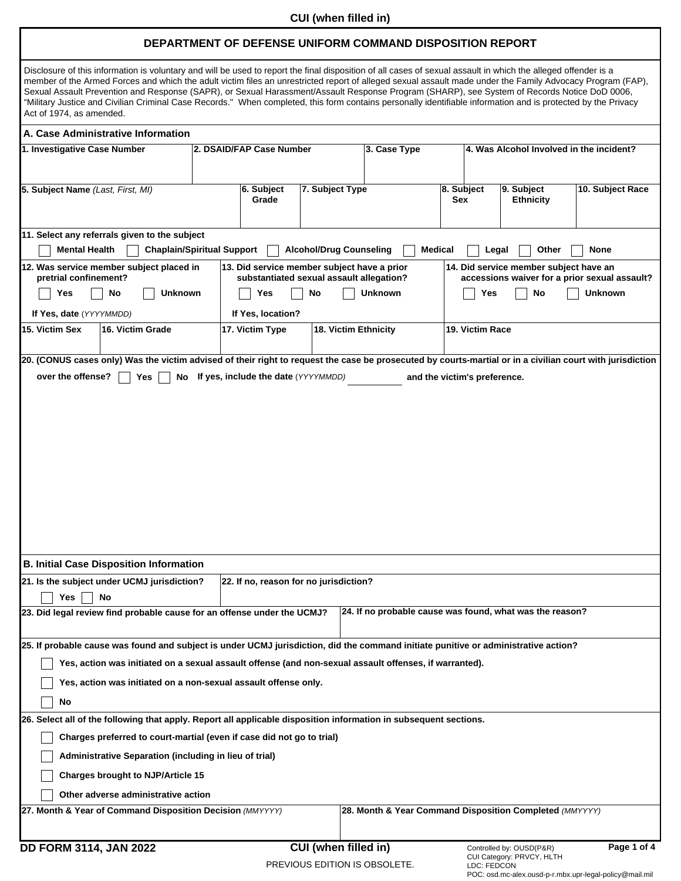CUI (when filled in)

# DEPARTMENT OF DEFENSE UNIFORM COMMAND DISPOSITION REPORT

Disclosure of this information is voluntary and will be used to report the final disposition of all cases of sexual assault in which the alleged offender is a member of the Armed Forces and which the adult victim files an unrestricted report of alleged sexual assault made under the Family Advocacy Program (FAP), Sexual Assault Prevention and Response (SAPR), or Sexual Harassment/Assault Response Program (SHARP), see System of Records Notice DoD 0006, "Military Justice and Civilian Criminal Case Records." When completed, this form contains personally identifiable information and is protected by the Privacy Act of 1974, as amended.

## A. Case Administrative Information

**1. Investigative Case Number**

**2. DSAID/FAP Case Number**

**3. Case Type**

**4. Was Alcohol Involved in the incident?**

**5. Subject Name** *(Last, First, MI)*

**6. Subject Grade**

**7. Subject Type**

**8. Subject Sex**

**9. Subject Ethnicity**

**10. Subject Race**

**11. Select any referrals given to the subject**

☐ Mental Health ☐ Chaplain/Spiritual Support ☐ Alcohol/Drug Counseling ☐ Medical ☐ Legal ☐ Other ☐ None

**12. Was service member subject placed in pretrial confinement?**

☐ Yes ☐ No ☐ Unknown

If Yes, date *(YYYYMMDD)*

**13. Did service member subject have a prior substantiated sexual assault allegation?**

☐ Yes ☐ No ☐ Unknown

If Yes, location?

**14. Did service member subject have an accessions waiver for a prior sexual assault?**

☐ Yes ☐ No ☐ Unknown

**15. Victim Sex**

**16. Victim Grade**

**17. Victim Type**

**18. Victim Ethnicity**

**19. Victim Race**

**20. (CONUS cases only) Was the victim advised of their right to request the case be prosecuted by courts-martial or in a civilian court with jurisdiction over the offense?** ☐ Yes ☐ No **If yes, include the date** *(YYYYMMDD)* ________ **and the victim's preference.**

## B. Initial Case Disposition Information

**21. Is the subject under UCMJ jurisdiction?**

☐ Yes ☐ No

**22. If no, reason for no jurisdiction?**

**23. Did legal review find probable cause for an offense under the UCMJ?**

**24. If no probable cause was found, what was the reason?**

**25. If probable cause was found and subject is under UCMJ jurisdiction, did the command initiate punitive or administrative action?**

☐ Yes, action was initiated on a sexual assault offense (and non-sexual assault offenses, if warranted).

☐ Yes, action was initiated on a non-sexual assault offense only.

☐ No

**26. Select all of the following that apply. Report all applicable disposition information in subsequent sections.**

☐ Charges preferred to court-martial (even if case did not go to trial)

☐ Administrative Separation (including in lieu of trial)

☐ Charges brought to NJP/Article 15

☐ Other adverse administrative action

**27. Month & Year of Command Disposition Decision** *(MMYYYY)*

**28. Month & Year Command Disposition Completed** *(MMYYYY)*

DD FORM 3114, JAN 2022

CUI (when filled in)

PREVIOUS EDITION IS OBSOLETE.

Controlled by: OUSD(P&R)
CUI Category: PRVCY, HLTH
LDC: FEDCON
POC: osd.mc-alex.ousd-p-r.mbx.upr-legal-policy@mail.mil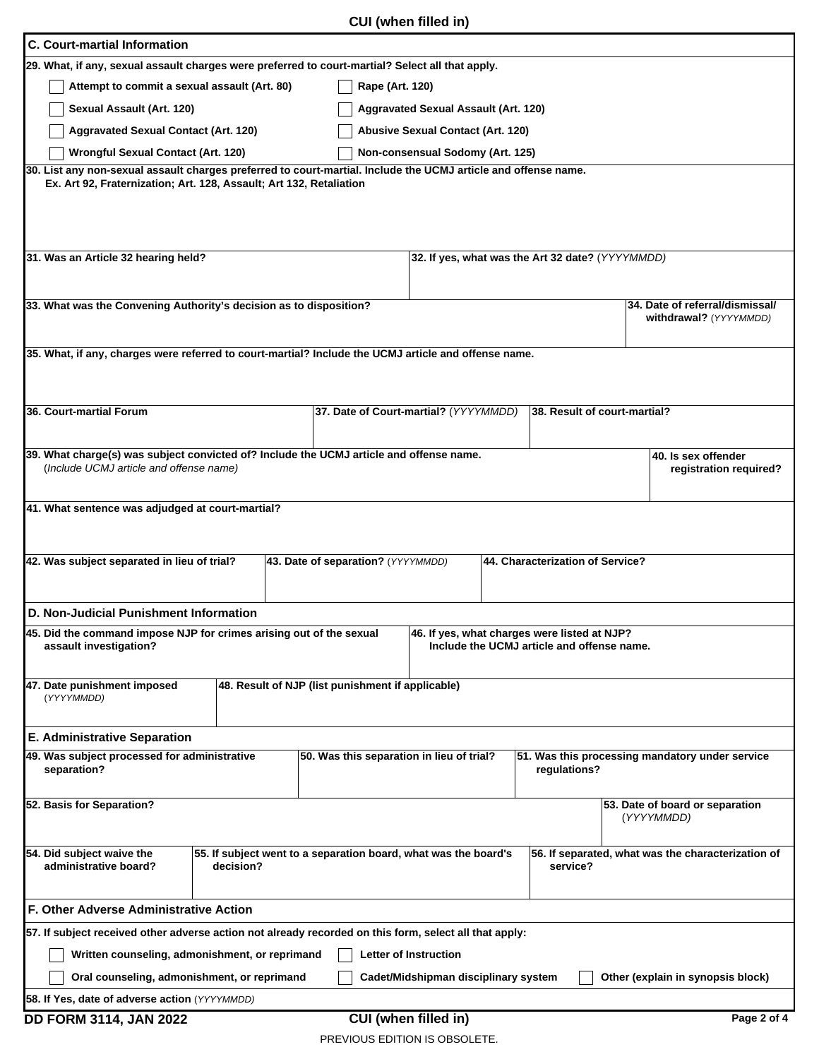CUI (when filled in)

## C. Court-martial Information

**29. What, if any, sexual assault charges were preferred to court-martial? Select all that apply.**

- [ ] Attempt to commit a sexual assault (Art. 80)
- [ ] Rape (Art. 120)
- [ ] Sexual Assault (Art. 120)
- [ ] Aggravated Sexual Assault (Art. 120)
- [ ] Aggravated Sexual Contact (Art. 120)
- [ ] Abusive Sexual Contact (Art. 120)
- [ ] Wrongful Sexual Contact (Art. 120)
- [ ] Non-consensual Sodomy (Art. 125)

**30. List any non-sexual assault charges preferred to court-martial. Include the UCMJ article and offense name.**
**Ex. Art 92, Fraternization; Art. 128, Assault; Art 132, Retaliation**

**31. Was an Article 32 hearing held?**

**32. If yes, what was the Art 32 date?** (*YYYYMMDD*)

**33. What was the Convening Authority's decision as to disposition?**

**34. Date of referral/dismissal/ withdrawal?** (*YYYYMMDD*)

**35. What, if any, charges were referred to court-martial? Include the UCMJ article and offense name.**

**36. Court-martial Forum**

**37. Date of Court-martial?** (*YYYYMMDD*)

**38. Result of court-martial?**

**39. What charge(s) was subject convicted of? Include the UCMJ article and offense name.**
(*Include UCMJ article and offense name*)

**40. Is sex offender registration required?**

**41. What sentence was adjudged at court-martial?**

**42. Was subject separated in lieu of trial?**

**43. Date of separation?** (*YYYYMMDD*)

**44. Characterization of Service?**

## D. Non-Judicial Punishment Information

**45. Did the command impose NJP for crimes arising out of the sexual assault investigation?**

**46. If yes, what charges were listed at NJP? Include the UCMJ article and offense name.**

**47. Date punishment imposed** (*YYYYMMDD*)

**48. Result of NJP (list punishment if applicable)**

## E. Administrative Separation

**49. Was subject processed for administrative separation?**

**50. Was this separation in lieu of trial?**

**51. Was this processing mandatory under service regulations?**

**52. Basis for Separation?**

**53. Date of board or separation** (*YYYYMMDD*)

**54. Did subject waive the administrative board?**

**55. If subject went to a separation board, what was the board's decision?**

**56. If separated, what was the characterization of service?**

## F. Other Adverse Administrative Action

**57. If subject received other adverse action not already recorded on this form, select all that apply:**

- [ ] Written counseling, admonishment, or reprimand
- [ ] Letter of Instruction
- [ ] Oral counseling, admonishment, or reprimand
- [ ] Cadet/Midshipman disciplinary system
- [ ] Other (explain in synopsis block)

**58. If Yes, date of adverse action** (*YYYYMMDD*)

DD FORM 3114, JAN 2022 — CUI (when filled in)

PREVIOUS EDITION IS OBSOLETE.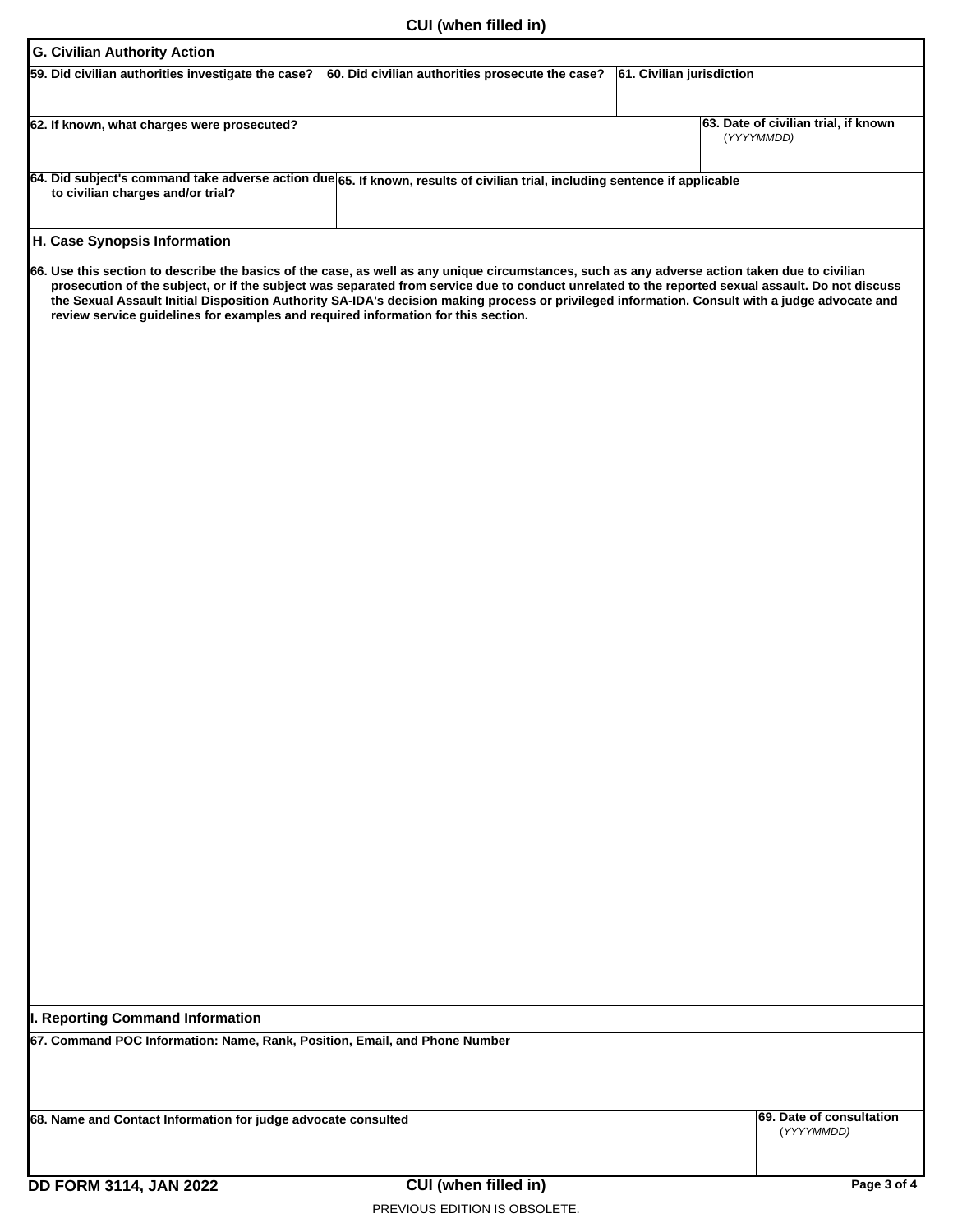CUI (when filled in)

## G. Civilian Authority Action

| 59. Did civilian authorities investigate the case? | 60. Did civilian authorities prosecute the case? | 61. Civilian jurisdiction |
|---|---|---|
| | | |

| 62. If known, what charges were prosecuted? | 63. Date of civilian trial, if known (*YYYYMMDD)* |
|---|---|
| | |

| 64. Did subject's command take adverse action due to civilian charges and/or trial? | 65. If known, results of civilian trial, including sentence if applicable |
|---|---|
| | |

## H. Case Synopsis Information

**66. Use this section to describe the basics of the case, as well as any unique circumstances, such as any adverse action taken due to civilian prosecution of the subject, or if the subject was separated from service due to conduct unrelated to the reported sexual assault. Do not discuss the Sexual Assault Initial Disposition Authority SA-IDA's decision making process or privileged information. Consult with a judge advocate and review service guidelines for examples and required information for this section.**

## I. Reporting Command Information

**67. Command POC Information: Name, Rank, Position, Email, and Phone Number**

| 68. Name and Contact Information for judge advocate consulted | 69. Date of consultation (*YYYYMMDD)* |
|---|---|
| | |

DD FORM 3114, JAN 2022

CUI (when filled in)

PREVIOUS EDITION IS OBSOLETE.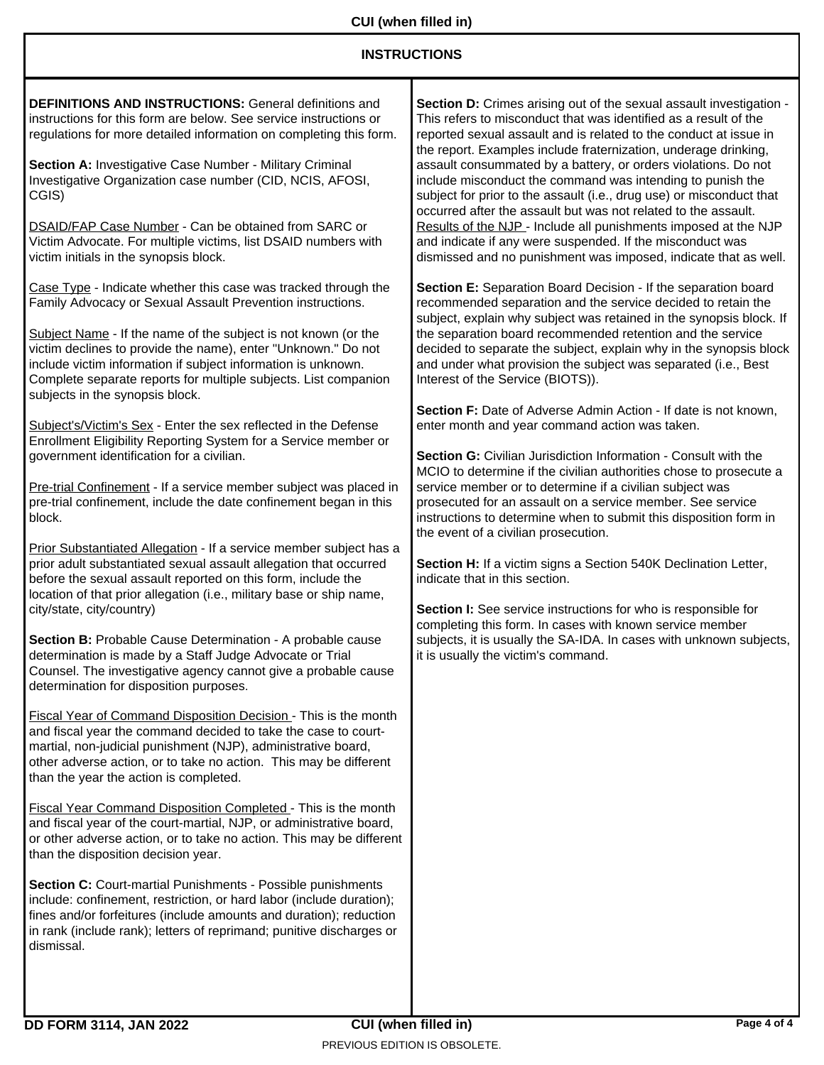## INSTRUCTIONS

**DEFINITIONS AND INSTRUCTIONS:** General definitions and instructions for this form are below. See service instructions or regulations for more detailed information on completing this form.

**Section A:** Investigative Case Number - Military Criminal Investigative Organization case number (CID, NCIS, AFOSI, CGIS)

DSAID/FAP Case Number - Can be obtained from SARC or Victim Advocate. For multiple victims, list DSAID numbers with victim initials in the synopsis block.

Case Type - Indicate whether this case was tracked through the Family Advocacy or Sexual Assault Prevention instructions.

Subject Name - If the name of the subject is not known (or the victim declines to provide the name), enter "Unknown." Do not include victim information if subject information is unknown. Complete separate reports for multiple subjects. List companion subjects in the synopsis block.

Subject's/Victim's Sex - Enter the sex reflected in the Defense Enrollment Eligibility Reporting System for a Service member or government identification for a civilian.

Pre-trial Confinement - If a service member subject was placed in pre-trial confinement, include the date confinement began in this block.

Prior Substantiated Allegation - If a service member subject has a prior adult substantiated sexual assault allegation that occurred before the sexual assault reported on this form, include the location of that prior allegation (i.e., military base or ship name, city/state, city/country)

**Section B:** Probable Cause Determination - A probable cause determination is made by a Staff Judge Advocate or Trial Counsel. The investigative agency cannot give a probable cause determination for disposition purposes.

Fiscal Year of Command Disposition Decision - This is the month and fiscal year the command decided to take the case to court-martial, non-judicial punishment (NJP), administrative board, other adverse action, or to take no action. This may be different than the year the action is completed.

Fiscal Year Command Disposition Completed - This is the month and fiscal year of the court-martial, NJP, or administrative board, or other adverse action, or to take no action. This may be different than the disposition decision year.

**Section C:** Court-martial Punishments - Possible punishments include: confinement, restriction, or hard labor (include duration); fines and/or forfeitures (include amounts and duration); reduction in rank (include rank); letters of reprimand; punitive discharges or dismissal.

**Section D:** Crimes arising out of the sexual assault investigation - This refers to misconduct that was identified as a result of the reported sexual assault and is related to the conduct at issue in the report. Examples include fraternization, underage drinking, assault consummated by a battery, or orders violations. Do not include misconduct the command was intending to punish the subject for prior to the assault (i.e., drug use) or misconduct that occurred after the assault but was not related to the assault.
Results of the NJP - Include all punishments imposed at the NJP and indicate if any were suspended. If the misconduct was dismissed and no punishment was imposed, indicate that as well.

**Section E:** Separation Board Decision - If the separation board recommended separation and the service decided to retain the subject, explain why subject was retained in the synopsis block. If the separation board recommended retention and the service decided to separate the subject, explain why in the synopsis block and under what provision the subject was separated (i.e., Best Interest of the Service (BIOTS)).

**Section F:** Date of Adverse Admin Action - If date is not known, enter month and year command action was taken.

**Section G:** Civilian Jurisdiction Information - Consult with the MCIO to determine if the civilian authorities chose to prosecute a service member or to determine if a civilian subject was prosecuted for an assault on a service member. See service instructions to determine when to submit this disposition form in the event of a civilian prosecution.

**Section H:** If a victim signs a Section 540K Declination Letter, indicate that in this section.

**Section I:** See service instructions for who is responsible for completing this form. In cases with known service member subjects, it is usually the SA-IDA. In cases with unknown subjects, it is usually the victim's command.